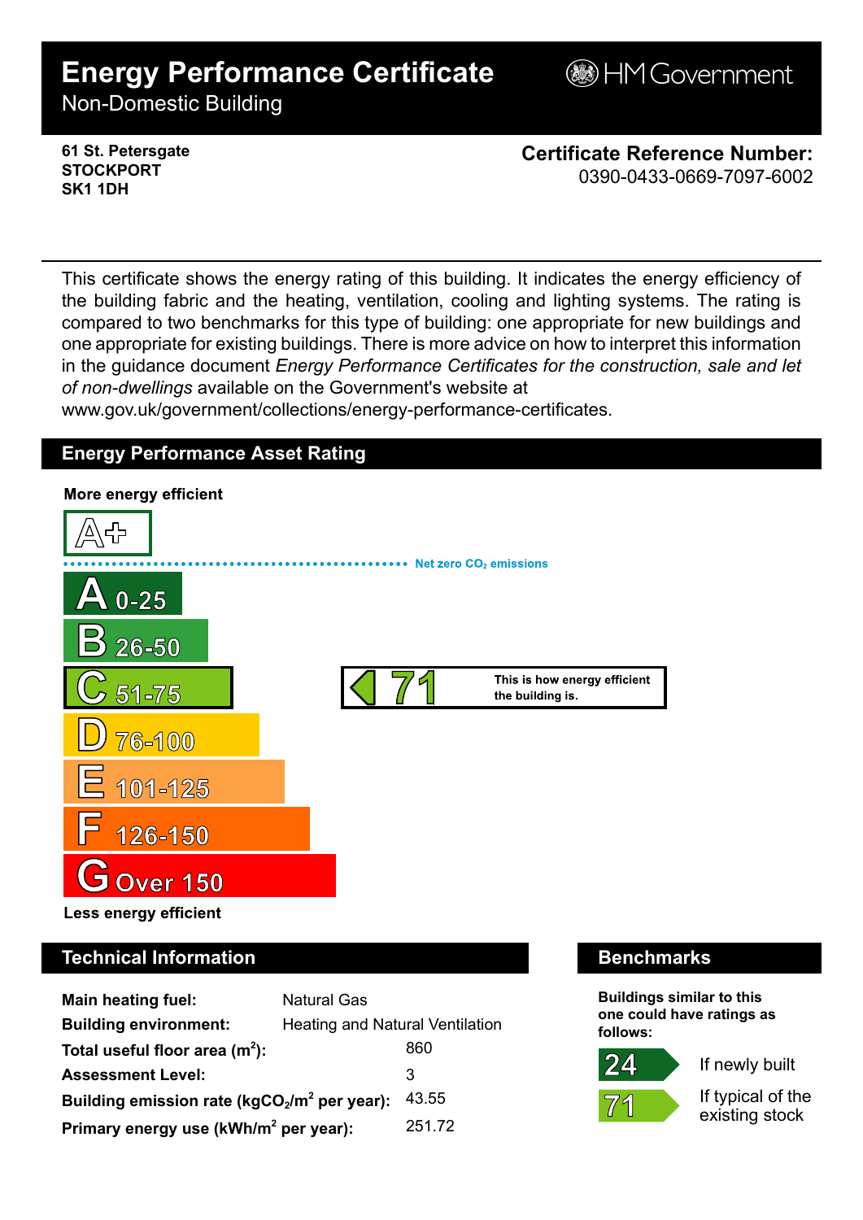# Energy Performance Certificate

Non-Domestic Building

HM Government

**61 St. Petersgate**
**STOCKPORT**
**SK1 1DH**

**Certificate Reference Number:**
0390-0433-0669-7097-6002

This certificate shows the energy rating of this building. It indicates the energy efficiency of the building fabric and the heating, ventilation, cooling and lighting systems. The rating is compared to two benchmarks for this type of building: one appropriate for new buildings and one appropriate for existing buildings. There is more advice on how to interpret this information in the guidance document *Energy Performance Certificates for the construction, sale and let of non-dwellings* available on the Government's website at www.gov.uk/government/collections/energy-performance-certificates.

## Energy Performance Asset Rating

**More energy efficient**

- A+
- Net zero $CO_2$ emissions
- A 0-25
- B 26-50
- C 51-75
- D 76-100
- E 101-125
- F 126-150
- G Over 150

**Less energy efficient**

**71** — This is how energy efficient the building is.

## Technical Information

| | |
|---|---|
| **Main heating fuel:** | Natural Gas |
| **Building environment:** | Heating and Natural Ventilation |
| **Total useful floor area ($m^2$):** | 860 |
| **Assessment Level:** | 3 |
| **Building emission rate ($kgCO_2/m^2$ per year):** | 43.55 |
| **Primary energy use ($kWh/m^2$ per year):** | 251.72 |

## Benchmarks

**Buildings similar to this one could have ratings as follows:**

- **24** If newly built
- **71** If typical of the existing stock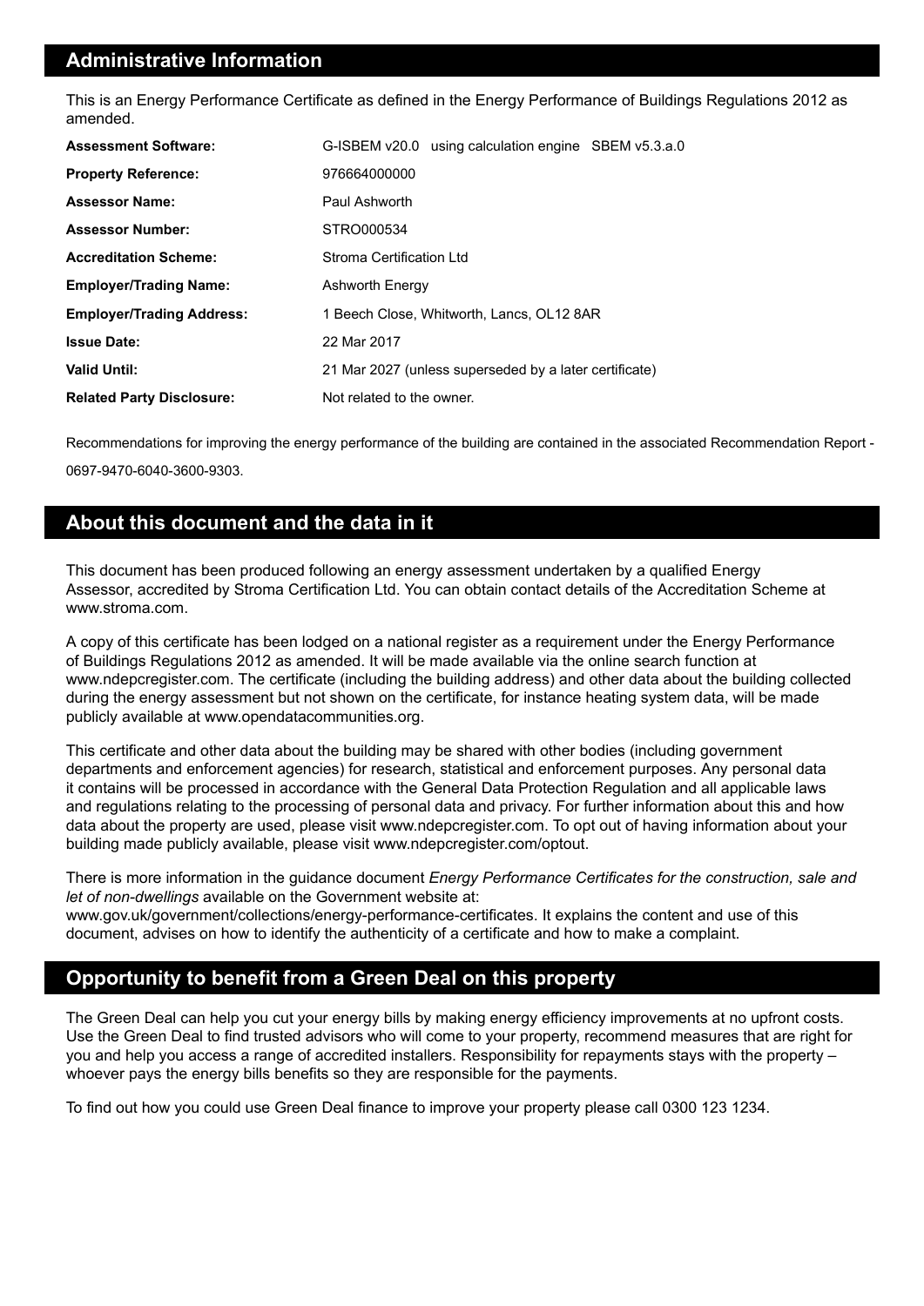## Administrative Information

This is an Energy Performance Certificate as defined in the Energy Performance of Buildings Regulations 2012 as amended.

| | |
|---|---|
| **Assessment Software:** | G-ISBEM v20.0 using calculation engine SBEM v5.3.a.0 |
| **Property Reference:** | 976664000000 |
| **Assessor Name:** | Paul Ashworth |
| **Assessor Number:** | STRO000534 |
| **Accreditation Scheme:** | Stroma Certification Ltd |
| **Employer/Trading Name:** | Ashworth Energy |
| **Employer/Trading Address:** | 1 Beech Close, Whitworth, Lancs, OL12 8AR |
| **Issue Date:** | 22 Mar 2017 |
| **Valid Until:** | 21 Mar 2027 (unless superseded by a later certificate) |
| **Related Party Disclosure:** | Not related to the owner. |

Recommendations for improving the energy performance of the building are contained in the associated Recommendation Report - 0697-9470-6040-3600-9303.

## About this document and the data in it

This document has been produced following an energy assessment undertaken by a qualified Energy Assessor, accredited by Stroma Certification Ltd. You can obtain contact details of the Accreditation Scheme at www.stroma.com.

A copy of this certificate has been lodged on a national register as a requirement under the Energy Performance of Buildings Regulations 2012 as amended. It will be made available via the online search function at www.ndepcregister.com. The certificate (including the building address) and other data about the building collected during the energy assessment but not shown on the certificate, for instance heating system data, will be made publicly available at www.opendatacommunities.org.

This certificate and other data about the building may be shared with other bodies (including government departments and enforcement agencies) for research, statistical and enforcement purposes. Any personal data it contains will be processed in accordance with the General Data Protection Regulation and all applicable laws and regulations relating to the processing of personal data and privacy. For further information about this and how data about the property are used, please visit www.ndepcregister.com. To opt out of having information about your building made publicly available, please visit www.ndepcregister.com/optout.

There is more information in the guidance document *Energy Performance Certificates for the construction, sale and let of non-dwellings* available on the Government website at: www.gov.uk/government/collections/energy-performance-certificates. It explains the content and use of this document, advises on how to identify the authenticity of a certificate and how to make a complaint.

## Opportunity to benefit from a Green Deal on this property

The Green Deal can help you cut your energy bills by making energy efficiency improvements at no upfront costs. Use the Green Deal to find trusted advisors who will come to your property, recommend measures that are right for you and help you access a range of accredited installers. Responsibility for repayments stays with the property – whoever pays the energy bills benefits so they are responsible for the payments.

To find out how you could use Green Deal finance to improve your property please call 0300 123 1234.